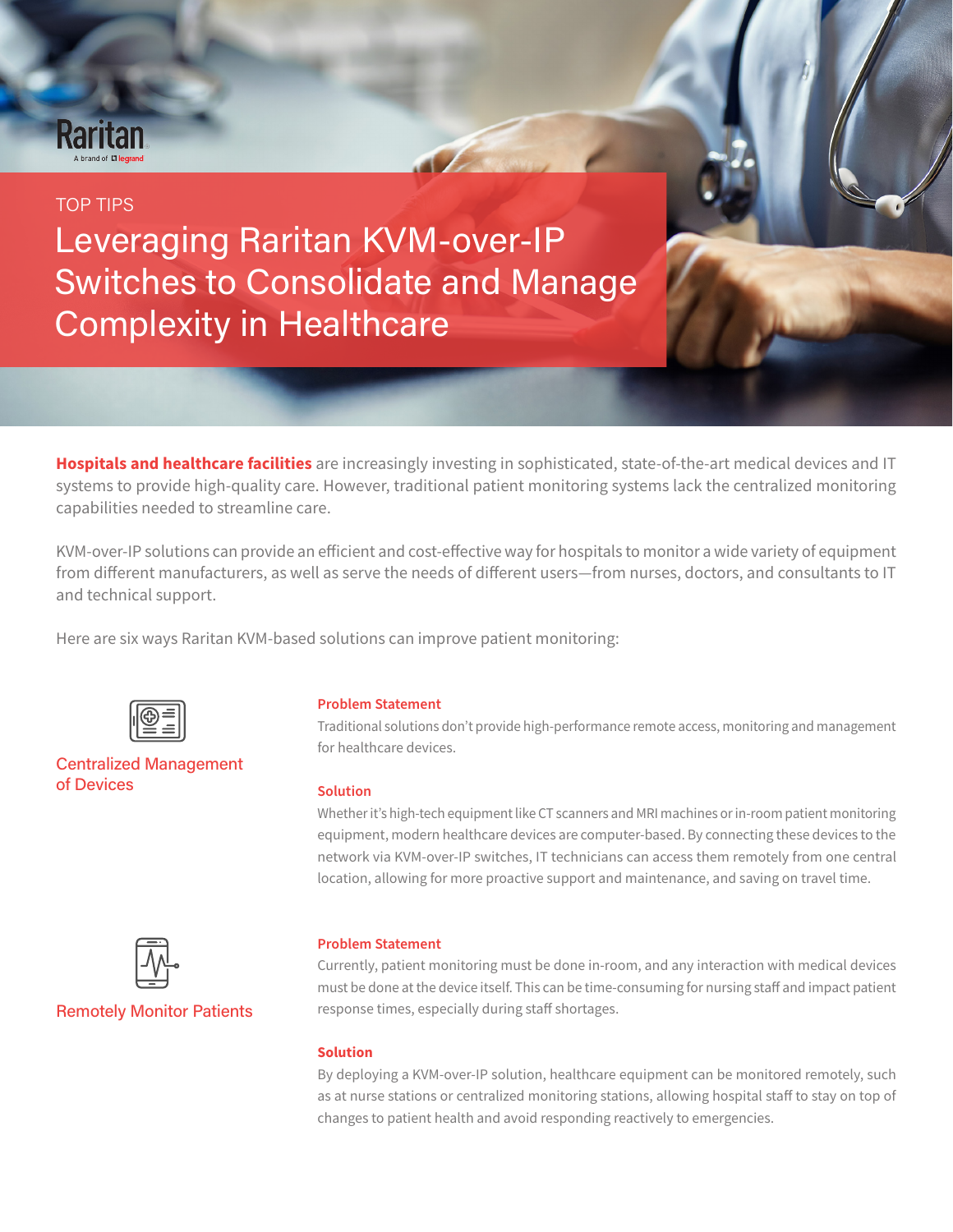Raritan

A brand of legrand

TOP TIPS

# Leveraging Raritan KVM-over-IP Switches to Consolidate and Manage Complexity in Healthcare

**Hospitals and healthcare facilities** are increasingly investing in sophisticated, state-of-the-art medical devices and IT systems to provide high-quality care. However, traditional patient monitoring systems lack the centralized monitoring capabilities needed to streamline care.

KVM-over-IP solutions can provide an efficient and cost-effective way for hospitals to monitor a wide variety of equipment from different manufacturers, as well as serve the needs of different users—from nurses, doctors, and consultants to IT and technical support.

Here are six ways Raritan KVM-based solutions can improve patient monitoring:

## Centralized Management of Devices

**Problem Statement**

Traditional solutions don't provide high-performance remote access, monitoring and management for healthcare devices.

**Solution**

Whether it's high-tech equipment like CT scanners and MRI machines or in-room patient monitoring equipment, modern healthcare devices are computer-based. By connecting these devices to the network via KVM-over-IP switches, IT technicians can access them remotely from one central location, allowing for more proactive support and maintenance, and saving on travel time.

## Remotely Monitor Patients

**Problem Statement**

Currently, patient monitoring must be done in-room, and any interaction with medical devices must be done at the device itself. This can be time-consuming for nursing staff and impact patient response times, especially during staff shortages.

**Solution**

By deploying a KVM-over-IP solution, healthcare equipment can be monitored remotely, such as at nurse stations or centralized monitoring stations, allowing hospital staff to stay on top of changes to patient health and avoid responding reactively to emergencies.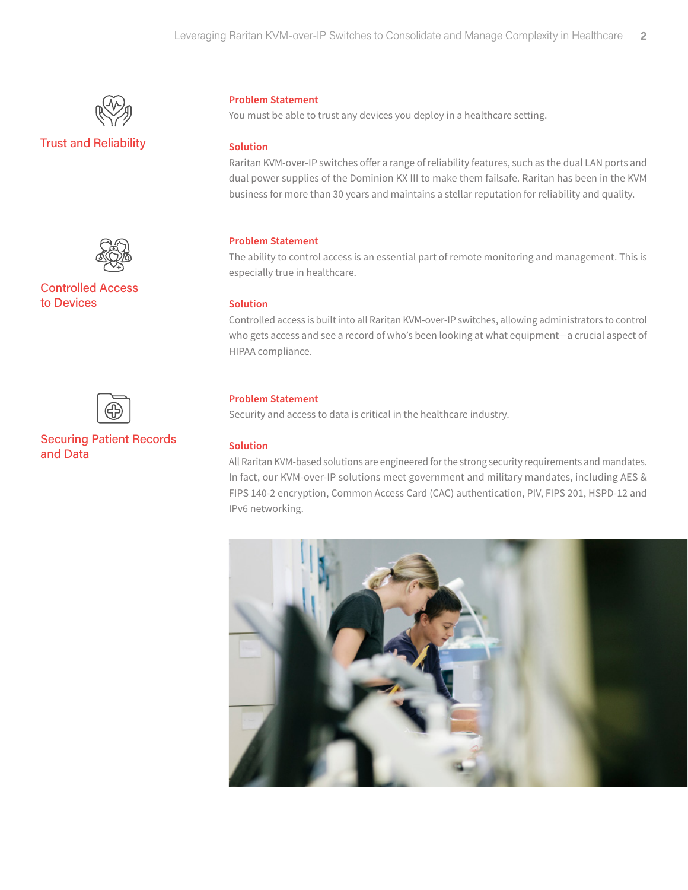## Trust and Reliability

**Problem Statement**

You must be able to trust any devices you deploy in a healthcare setting.

**Solution**

Raritan KVM-over-IP switches offer a range of reliability features, such as the dual LAN ports and dual power supplies of the Dominion KX III to make them failsafe. Raritan has been in the KVM business for more than 30 years and maintains a stellar reputation for reliability and quality.

## Controlled Access to Devices

**Problem Statement**

The ability to control access is an essential part of remote monitoring and management. This is especially true in healthcare.

**Solution**

Controlled access is built into all Raritan KVM-over-IP switches, allowing administrators to control who gets access and see a record of who's been looking at what equipment—a crucial aspect of HIPAA compliance.

## Securing Patient Records and Data

**Problem Statement**

Security and access to data is critical in the healthcare industry.

**Solution**

All Raritan KVM-based solutions are engineered for the strong security requirements and mandates. In fact, our KVM-over-IP solutions meet government and military mandates, including AES & FIPS 140-2 encryption, Common Access Card (CAC) authentication, PIV, FIPS 201, HSPD-12 and IPv6 networking.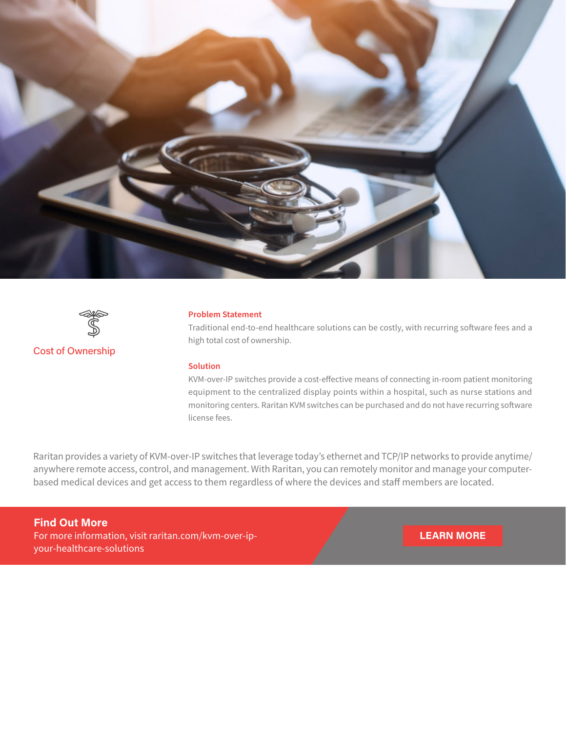### Cost of Ownership

**Problem Statement**

Traditional end-to-end healthcare solutions can be costly, with recurring software fees and a high total cost of ownership.

**Solution**

KVM-over-IP switches provide a cost-effective means of connecting in-room patient monitoring equipment to the centralized display points within a hospital, such as nurse stations and monitoring centers. Raritan KVM switches can be purchased and do not have recurring software license fees.

Raritan provides a variety of KVM-over-IP switches that leverage today's ethernet and TCP/IP networks to provide anytime/anywhere remote access, control, and management. With Raritan, you can remotely monitor and manage your computer-based medical devices and get access to them regardless of where the devices and staff members are located.

## Find Out More

For more information, visit raritan.com/kvm-over-ip-your-healthcare-solutions

LEARN MORE